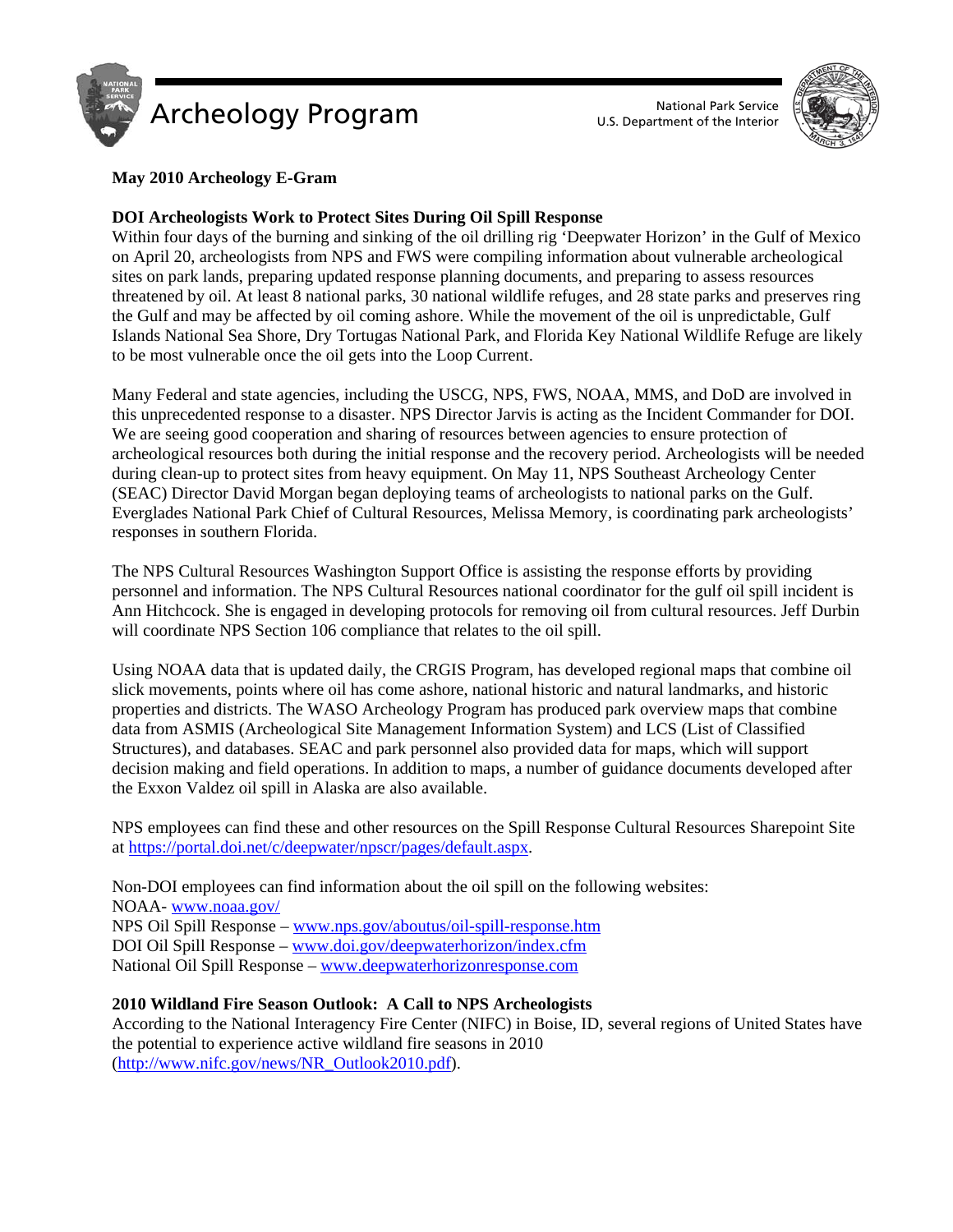Archeology Program

National Park Service
U.S. Department of the Interior

**May 2010 Archeology E-Gram**

**DOI Archeologists Work to Protect Sites During Oil Spill Response**

Within four days of the burning and sinking of the oil drilling rig 'Deepwater Horizon' in the Gulf of Mexico on April 20, archeologists from NPS and FWS were compiling information about vulnerable archeological sites on park lands, preparing updated response planning documents, and preparing to assess resources threatened by oil. At least 8 national parks, 30 national wildlife refuges, and 28 state parks and preserves ring the Gulf and may be affected by oil coming ashore. While the movement of the oil is unpredictable, Gulf Islands National Sea Shore, Dry Tortugas National Park, and Florida Key National Wildlife Refuge are likely to be most vulnerable once the oil gets into the Loop Current.

Many Federal and state agencies, including the USCG, NPS, FWS, NOAA, MMS, and DoD are involved in this unprecedented response to a disaster. NPS Director Jarvis is acting as the Incident Commander for DOI. We are seeing good cooperation and sharing of resources between agencies to ensure protection of archeological resources both during the initial response and the recovery period. Archeologists will be needed during clean-up to protect sites from heavy equipment. On May 11, NPS Southeast Archeology Center (SEAC) Director David Morgan began deploying teams of archeologists to national parks on the Gulf. Everglades National Park Chief of Cultural Resources, Melissa Memory, is coordinating park archeologists' responses in southern Florida.

The NPS Cultural Resources Washington Support Office is assisting the response efforts by providing personnel and information. The NPS Cultural Resources national coordinator for the gulf oil spill incident is Ann Hitchcock. She is engaged in developing protocols for removing oil from cultural resources. Jeff Durbin will coordinate NPS Section 106 compliance that relates to the oil spill.

Using NOAA data that is updated daily, the CRGIS Program, has developed regional maps that combine oil slick movements, points where oil has come ashore, national historic and natural landmarks, and historic properties and districts. The WASO Archeology Program has produced park overview maps that combine data from ASMIS (Archeological Site Management Information System) and LCS (List of Classified Structures), and databases. SEAC and park personnel also provided data for maps, which will support decision making and field operations. In addition to maps, a number of guidance documents developed after the Exxon Valdez oil spill in Alaska are also available.

NPS employees can find these and other resources on the Spill Response Cultural Resources Sharepoint Site at https://portal.doi.net/c/deepwater/npscr/pages/default.aspx.

Non-DOI employees can find information about the oil spill on the following websites:
NOAA- www.noaa.gov/
NPS Oil Spill Response – www.nps.gov/aboutus/oil-spill-response.htm
DOI Oil Spill Response – www.doi.gov/deepwaterhorizon/index.cfm
National Oil Spill Response – www.deepwaterhorizonresponse.com

**2010 Wildland Fire Season Outlook: A Call to NPS Archeologists**

According to the National Interagency Fire Center (NIFC) in Boise, ID, several regions of United States have the potential to experience active wildland fire seasons in 2010 (http://www.nifc.gov/news/NR_Outlook2010.pdf).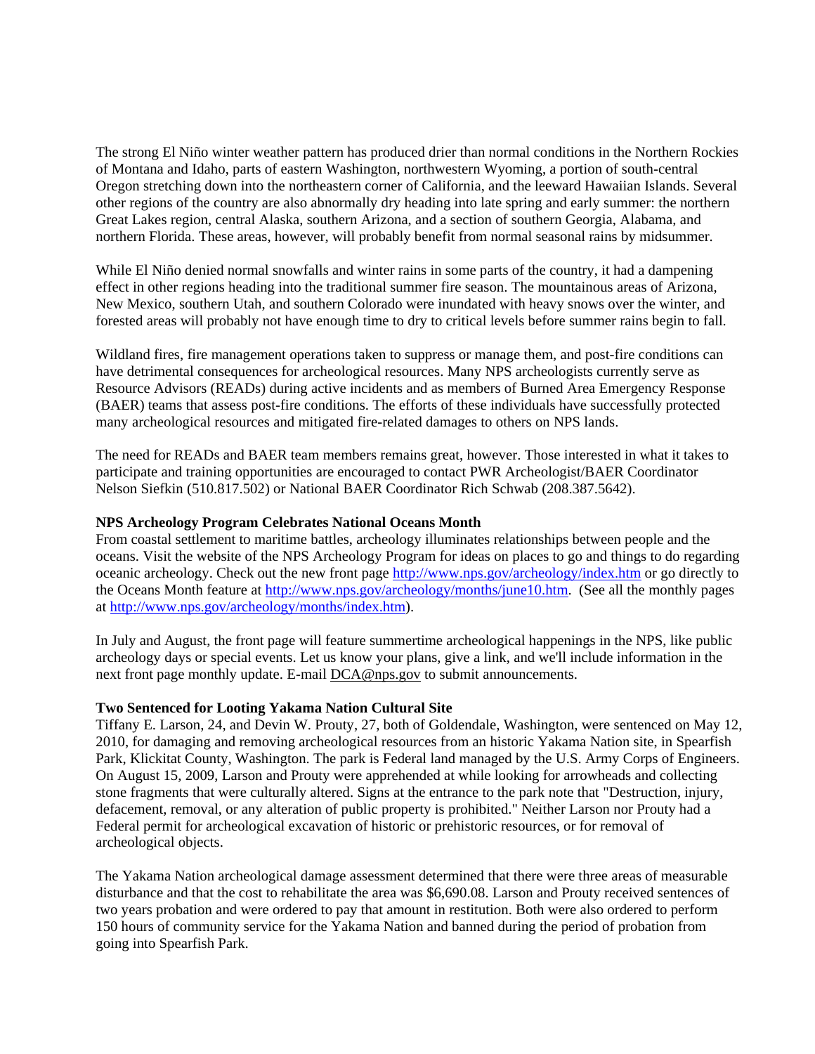The strong El Niño winter weather pattern has produced drier than normal conditions in the Northern Rockies of Montana and Idaho, parts of eastern Washington, northwestern Wyoming, a portion of south-central Oregon stretching down into the northeastern corner of California, and the leeward Hawaiian Islands. Several other regions of the country are also abnormally dry heading into late spring and early summer: the northern Great Lakes region, central Alaska, southern Arizona, and a section of southern Georgia, Alabama, and northern Florida. These areas, however, will probably benefit from normal seasonal rains by midsummer.

While El Niño denied normal snowfalls and winter rains in some parts of the country, it had a dampening effect in other regions heading into the traditional summer fire season. The mountainous areas of Arizona, New Mexico, southern Utah, and southern Colorado were inundated with heavy snows over the winter, and forested areas will probably not have enough time to dry to critical levels before summer rains begin to fall.

Wildland fires, fire management operations taken to suppress or manage them, and post-fire conditions can have detrimental consequences for archeological resources. Many NPS archeologists currently serve as Resource Advisors (READs) during active incidents and as members of Burned Area Emergency Response (BAER) teams that assess post-fire conditions. The efforts of these individuals have successfully protected many archeological resources and mitigated fire-related damages to others on NPS lands.

The need for READs and BAER team members remains great, however. Those interested in what it takes to participate and training opportunities are encouraged to contact PWR Archeologist/BAER Coordinator Nelson Siefkin (510.817.502) or National BAER Coordinator Rich Schwab (208.387.5642).

**NPS Archeology Program Celebrates National Oceans Month**

From coastal settlement to maritime battles, archeology illuminates relationships between people and the oceans. Visit the website of the NPS Archeology Program for ideas on places to go and things to do regarding oceanic archeology. Check out the new front page http://www.nps.gov/archeology/index.htm or go directly to the Oceans Month feature at http://www.nps.gov/archeology/months/june10.htm. (See all the monthly pages at http://www.nps.gov/archeology/months/index.htm).

In July and August, the front page will feature summertime archeological happenings in the NPS, like public archeology days or special events. Let us know your plans, give a link, and we'll include information in the next front page monthly update. E-mail DCA@nps.gov to submit announcements.

**Two Sentenced for Looting Yakama Nation Cultural Site**

Tiffany E. Larson, 24, and Devin W. Prouty, 27, both of Goldendale, Washington, were sentenced on May 12, 2010, for damaging and removing archeological resources from an historic Yakama Nation site, in Spearfish Park, Klickitat County, Washington. The park is Federal land managed by the U.S. Army Corps of Engineers. On August 15, 2009, Larson and Prouty were apprehended at while looking for arrowheads and collecting stone fragments that were culturally altered. Signs at the entrance to the park note that "Destruction, injury, defacement, removal, or any alteration of public property is prohibited." Neither Larson nor Prouty had a Federal permit for archeological excavation of historic or prehistoric resources, or for removal of archeological objects.

The Yakama Nation archeological damage assessment determined that there were three areas of measurable disturbance and that the cost to rehabilitate the area was $6,690.08. Larson and Prouty received sentences of two years probation and were ordered to pay that amount in restitution. Both were also ordered to perform 150 hours of community service for the Yakama Nation and banned during the period of probation from going into Spearfish Park.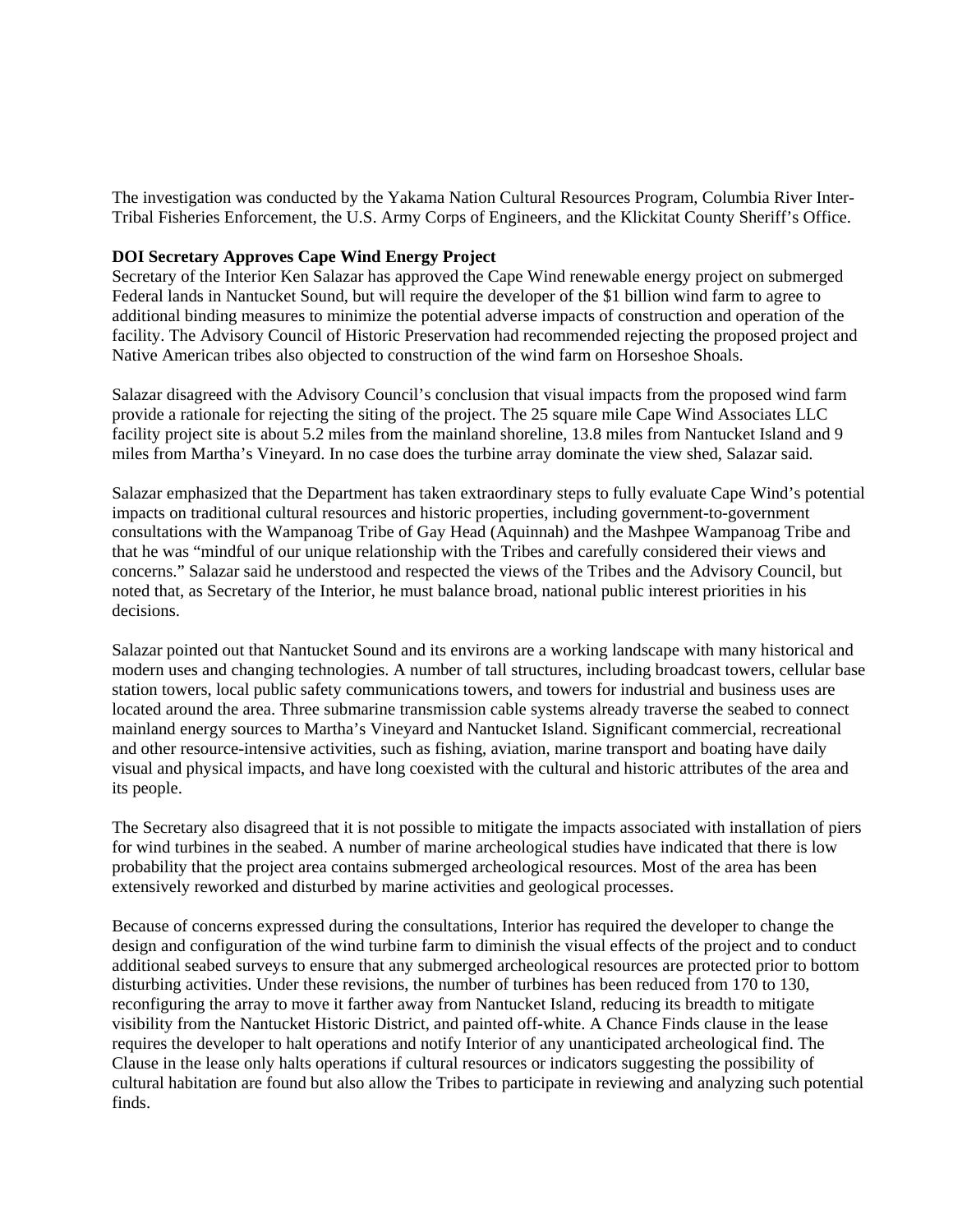The investigation was conducted by the Yakama Nation Cultural Resources Program, Columbia River Inter-Tribal Fisheries Enforcement, the U.S. Army Corps of Engineers, and the Klickitat County Sheriff's Office.

**DOI Secretary Approves Cape Wind Energy Project**

Secretary of the Interior Ken Salazar has approved the Cape Wind renewable energy project on submerged Federal lands in Nantucket Sound, but will require the developer of the $1 billion wind farm to agree to additional binding measures to minimize the potential adverse impacts of construction and operation of the facility. The Advisory Council of Historic Preservation had recommended rejecting the proposed project and Native American tribes also objected to construction of the wind farm on Horseshoe Shoals.

Salazar disagreed with the Advisory Council's conclusion that visual impacts from the proposed wind farm provide a rationale for rejecting the siting of the project. The 25 square mile Cape Wind Associates LLC facility project site is about 5.2 miles from the mainland shoreline, 13.8 miles from Nantucket Island and 9 miles from Martha's Vineyard. In no case does the turbine array dominate the view shed, Salazar said.

Salazar emphasized that the Department has taken extraordinary steps to fully evaluate Cape Wind's potential impacts on traditional cultural resources and historic properties, including government-to-government consultations with the Wampanoag Tribe of Gay Head (Aquinnah) and the Mashpee Wampanoag Tribe and that he was "mindful of our unique relationship with the Tribes and carefully considered their views and concerns." Salazar said he understood and respected the views of the Tribes and the Advisory Council, but noted that, as Secretary of the Interior, he must balance broad, national public interest priorities in his decisions.

Salazar pointed out that Nantucket Sound and its environs are a working landscape with many historical and modern uses and changing technologies. A number of tall structures, including broadcast towers, cellular base station towers, local public safety communications towers, and towers for industrial and business uses are located around the area. Three submarine transmission cable systems already traverse the seabed to connect mainland energy sources to Martha's Vineyard and Nantucket Island. Significant commercial, recreational and other resource-intensive activities, such as fishing, aviation, marine transport and boating have daily visual and physical impacts, and have long coexisted with the cultural and historic attributes of the area and its people.

The Secretary also disagreed that it is not possible to mitigate the impacts associated with installation of piers for wind turbines in the seabed. A number of marine archeological studies have indicated that there is low probability that the project area contains submerged archeological resources. Most of the area has been extensively reworked and disturbed by marine activities and geological processes.

Because of concerns expressed during the consultations, Interior has required the developer to change the design and configuration of the wind turbine farm to diminish the visual effects of the project and to conduct additional seabed surveys to ensure that any submerged archeological resources are protected prior to bottom disturbing activities. Under these revisions, the number of turbines has been reduced from 170 to 130, reconfiguring the array to move it farther away from Nantucket Island, reducing its breadth to mitigate visibility from the Nantucket Historic District, and painted off-white. A Chance Finds clause in the lease requires the developer to halt operations and notify Interior of any unanticipated archeological find. The Clause in the lease only halts operations if cultural resources or indicators suggesting the possibility of cultural habitation are found but also allow the Tribes to participate in reviewing and analyzing such potential finds.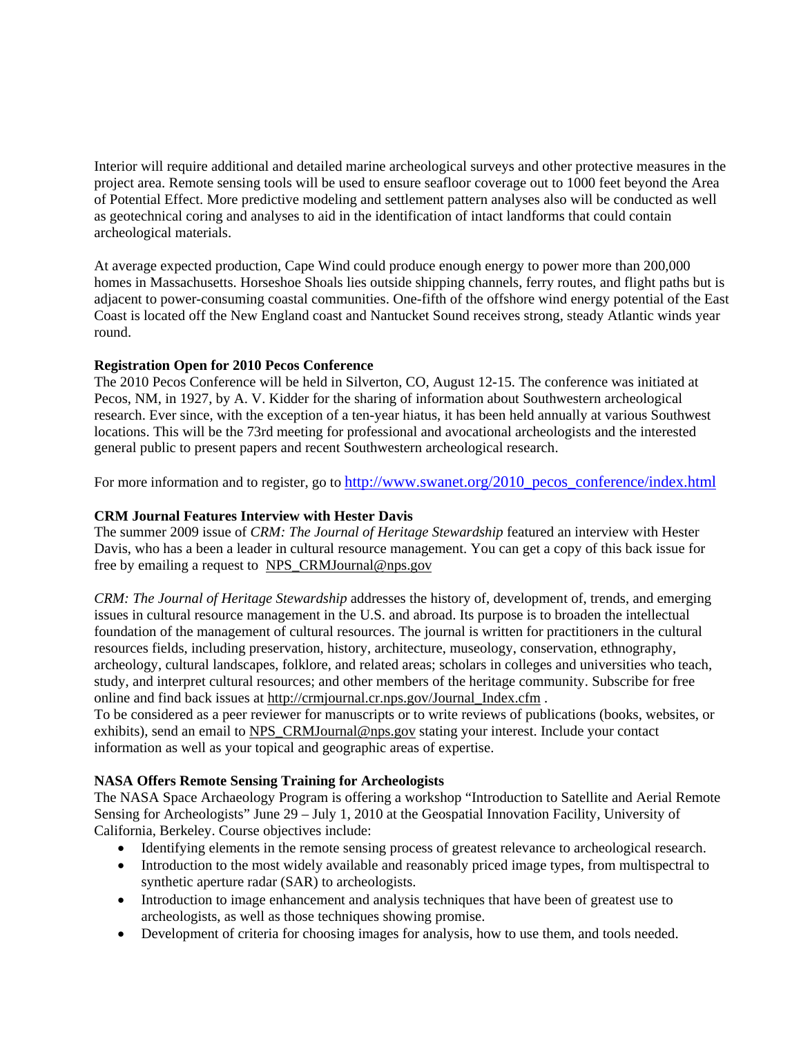Interior will require additional and detailed marine archeological surveys and other protective measures in the project area. Remote sensing tools will be used to ensure seafloor coverage out to 1000 feet beyond the Area of Potential Effect. More predictive modeling and settlement pattern analyses also will be conducted as well as geotechnical coring and analyses to aid in the identification of intact landforms that could contain archeological materials.

At average expected production, Cape Wind could produce enough energy to power more than 200,000 homes in Massachusetts. Horseshoe Shoals lies outside shipping channels, ferry routes, and flight paths but is adjacent to power-consuming coastal communities. One-fifth of the offshore wind energy potential of the East Coast is located off the New England coast and Nantucket Sound receives strong, steady Atlantic winds year round.

**Registration Open for 2010 Pecos Conference**

The 2010 Pecos Conference will be held in Silverton, CO, August 12-15. The conference was initiated at Pecos, NM, in 1927, by A. V. Kidder for the sharing of information about Southwestern archeological research. Ever since, with the exception of a ten-year hiatus, it has been held annually at various Southwest locations. This will be the 73rd meeting for professional and avocational archeologists and the interested general public to present papers and recent Southwestern archeological research.

For more information and to register, go to http://www.swanet.org/2010_pecos_conference/index.html

**CRM Journal Features Interview with Hester Davis**

The summer 2009 issue of *CRM: The Journal of Heritage Stewardship* featured an interview with Hester Davis, who has a been a leader in cultural resource management. You can get a copy of this back issue for free by emailing a request to NPS_CRMJournal@nps.gov

*CRM: The Journal of Heritage Stewardship* addresses the history of, development of, trends, and emerging issues in cultural resource management in the U.S. and abroad. Its purpose is to broaden the intellectual foundation of the management of cultural resources. The journal is written for practitioners in the cultural resources fields, including preservation, history, architecture, museology, conservation, ethnography, archeology, cultural landscapes, folklore, and related areas; scholars in colleges and universities who teach, study, and interpret cultural resources; and other members of the heritage community. Subscribe for free online and find back issues at http://crmjournal.cr.nps.gov/Journal_Index.cfm .
To be considered as a peer reviewer for manuscripts or to write reviews of publications (books, websites, or exhibits), send an email to NPS_CRMJournal@nps.gov stating your interest. Include your contact information as well as your topical and geographic areas of expertise.

**NASA Offers Remote Sensing Training for Archeologists**

The NASA Space Archaeology Program is offering a workshop "Introduction to Satellite and Aerial Remote Sensing for Archeologists" June 29 – July 1, 2010 at the Geospatial Innovation Facility, University of California, Berkeley. Course objectives include:

- Identifying elements in the remote sensing process of greatest relevance to archeological research.
- Introduction to the most widely available and reasonably priced image types, from multispectral to synthetic aperture radar (SAR) to archeologists.
- Introduction to image enhancement and analysis techniques that have been of greatest use to archeologists, as well as those techniques showing promise.
- Development of criteria for choosing images for analysis, how to use them, and tools needed.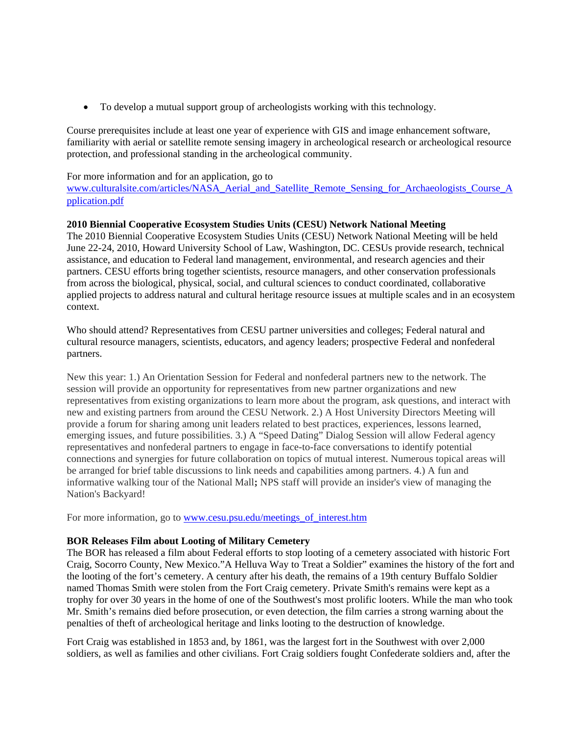- To develop a mutual support group of archeologists working with this technology.

Course prerequisites include at least one year of experience with GIS and image enhancement software, familiarity with aerial or satellite remote sensing imagery in archeological research or archeological resource protection, and professional standing in the archeological community.

For more information and for an application, go to www.culturalsite.com/articles/NASA_Aerial_and_Satellite_Remote_Sensing_for_Archaeologists_Course_Application.pdf

**2010 Biennial Cooperative Ecosystem Studies Units (CESU) Network National Meeting**

The 2010 Biennial Cooperative Ecosystem Studies Units (CESU) Network National Meeting will be held June 22-24, 2010, Howard University School of Law, Washington, DC. CESUs provide research, technical assistance, and education to Federal land management, environmental, and research agencies and their partners. CESU efforts bring together scientists, resource managers, and other conservation professionals from across the biological, physical, social, and cultural sciences to conduct coordinated, collaborative applied projects to address natural and cultural heritage resource issues at multiple scales and in an ecosystem context.

Who should attend? Representatives from CESU partner universities and colleges; Federal natural and cultural resource managers, scientists, educators, and agency leaders; prospective Federal and nonfederal partners.

New this year: 1.) An Orientation Session for Federal and nonfederal partners new to the network. The session will provide an opportunity for representatives from new partner organizations and new representatives from existing organizations to learn more about the program, ask questions, and interact with new and existing partners from around the CESU Network. 2.) A Host University Directors Meeting will provide a forum for sharing among unit leaders related to best practices, experiences, lessons learned, emerging issues, and future possibilities. 3.) A "Speed Dating" Dialog Session will allow Federal agency representatives and nonfederal partners to engage in face-to-face conversations to identify potential connections and synergies for future collaboration on topics of mutual interest. Numerous topical areas will be arranged for brief table discussions to link needs and capabilities among partners. 4.) A fun and informative walking tour of the National Mall**;** NPS staff will provide an insider's view of managing the Nation's Backyard!

For more information, go to www.cesu.psu.edu/meetings_of_interest.htm

**BOR Releases Film about Looting of Military Cemetery**

The BOR has released a film about Federal efforts to stop looting of a cemetery associated with historic Fort Craig, Socorro County, New Mexico."A Helluva Way to Treat a Soldier" examines the history of the fort and the looting of the fort's cemetery. A century after his death, the remains of a 19th century Buffalo Soldier named Thomas Smith were stolen from the Fort Craig cemetery. Private Smith's remains were kept as a trophy for over 30 years in the home of one of the Southwest's most prolific looters. While the man who took Mr. Smith's remains died before prosecution, or even detection, the film carries a strong warning about the penalties of theft of archeological heritage and links looting to the destruction of knowledge.

Fort Craig was established in 1853 and, by 1861, was the largest fort in the Southwest with over 2,000 soldiers, as well as families and other civilians. Fort Craig soldiers fought Confederate soldiers and, after the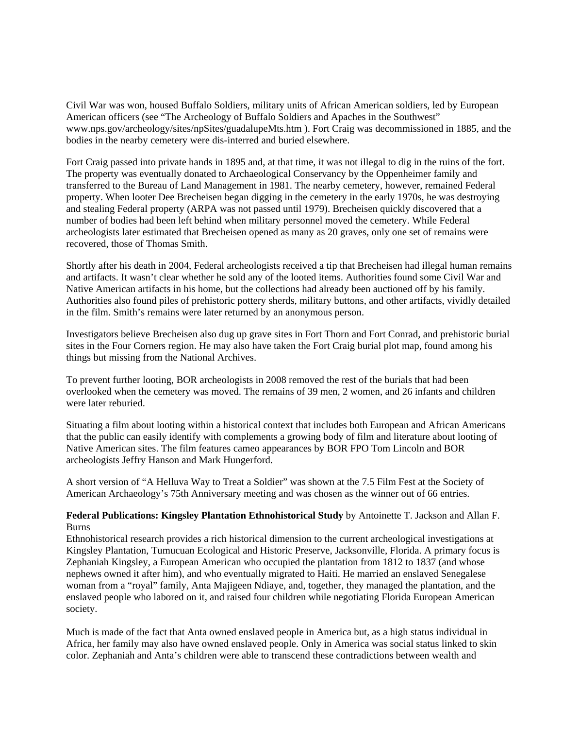Civil War was won, housed Buffalo Soldiers, military units of African American soldiers, led by European American officers (see "The Archeology of Buffalo Soldiers and Apaches in the Southwest" www.nps.gov/archeology/sites/npSites/guadalupeMts.htm ). Fort Craig was decommissioned in 1885, and the bodies in the nearby cemetery were dis-interred and buried elsewhere.

Fort Craig passed into private hands in 1895 and, at that time, it was not illegal to dig in the ruins of the fort. The property was eventually donated to Archaeological Conservancy by the Oppenheimer family and transferred to the Bureau of Land Management in 1981. The nearby cemetery, however, remained Federal property. When looter Dee Brecheisen began digging in the cemetery in the early 1970s, he was destroying and stealing Federal property (ARPA was not passed until 1979). Brecheisen quickly discovered that a number of bodies had been left behind when military personnel moved the cemetery. While Federal archeologists later estimated that Brecheisen opened as many as 20 graves, only one set of remains were recovered, those of Thomas Smith.

Shortly after his death in 2004, Federal archeologists received a tip that Brecheisen had illegal human remains and artifacts. It wasn't clear whether he sold any of the looted items. Authorities found some Civil War and Native American artifacts in his home, but the collections had already been auctioned off by his family. Authorities also found piles of prehistoric pottery sherds, military buttons, and other artifacts, vividly detailed in the film. Smith's remains were later returned by an anonymous person.

Investigators believe Brecheisen also dug up grave sites in Fort Thorn and Fort Conrad, and prehistoric burial sites in the Four Corners region. He may also have taken the Fort Craig burial plot map, found among his things but missing from the National Archives.

To prevent further looting, BOR archeologists in 2008 removed the rest of the burials that had been overlooked when the cemetery was moved. The remains of 39 men, 2 women, and 26 infants and children were later reburied.

Situating a film about looting within a historical context that includes both European and African Americans that the public can easily identify with complements a growing body of film and literature about looting of Native American sites. The film features cameo appearances by BOR FPO Tom Lincoln and BOR archeologists Jeffry Hanson and Mark Hungerford.

A short version of "A Helluva Way to Treat a Soldier" was shown at the 7.5 Film Fest at the Society of American Archaeology's 75th Anniversary meeting and was chosen as the winner out of 66 entries.

**Federal Publications: Kingsley Plantation Ethnohistorical Study** by Antoinette T. Jackson and Allan F. Burns

Ethnohistorical research provides a rich historical dimension to the current archeological investigations at Kingsley Plantation, Tumucuan Ecological and Historic Preserve, Jacksonville, Florida. A primary focus is Zephaniah Kingsley, a European American who occupied the plantation from 1812 to 1837 (and whose nephews owned it after him), and who eventually migrated to Haiti. He married an enslaved Senegalese woman from a "royal" family, Anta Majigeen Ndiaye, and, together, they managed the plantation, and the enslaved people who labored on it, and raised four children while negotiating Florida European American society.

Much is made of the fact that Anta owned enslaved people in America but, as a high status individual in Africa, her family may also have owned enslaved people. Only in America was social status linked to skin color. Zephaniah and Anta's children were able to transcend these contradictions between wealth and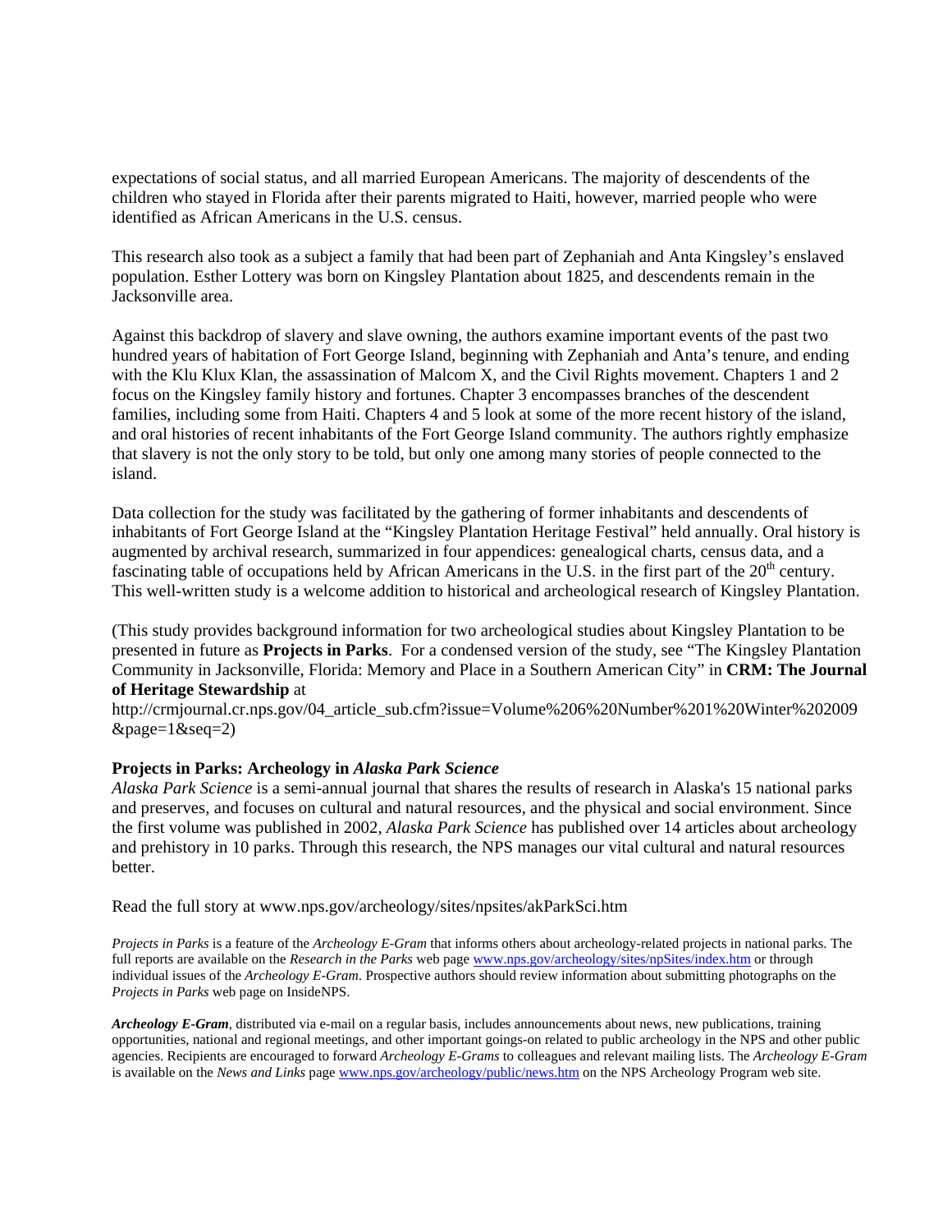expectations of social status, and all married European Americans. The majority of descendents of the children who stayed in Florida after their parents migrated to Haiti, however, married people who were identified as African Americans in the U.S. census.

This research also took as a subject a family that had been part of Zephaniah and Anta Kingsley's enslaved population. Esther Lottery was born on Kingsley Plantation about 1825, and descendents remain in the Jacksonville area.

Against this backdrop of slavery and slave owning, the authors examine important events of the past two hundred years of habitation of Fort George Island, beginning with Zephaniah and Anta's tenure, and ending with the Klu Klux Klan, the assassination of Malcom X, and the Civil Rights movement. Chapters 1 and 2 focus on the Kingsley family history and fortunes. Chapter 3 encompasses branches of the descendent families, including some from Haiti. Chapters 4 and 5 look at some of the more recent history of the island, and oral histories of recent inhabitants of the Fort George Island community. The authors rightly emphasize that slavery is not the only story to be told, but only one among many stories of people connected to the island.

Data collection for the study was facilitated by the gathering of former inhabitants and descendents of inhabitants of Fort George Island at the "Kingsley Plantation Heritage Festival" held annually. Oral history is augmented by archival research, summarized in four appendices: genealogical charts, census data, and a fascinating table of occupations held by African Americans in the U.S. in the first part of the 20th century. This well-written study is a welcome addition to historical and archeological research of Kingsley Plantation.

(This study provides background information for two archeological studies about Kingsley Plantation to be presented in future as **Projects in Parks**. For a condensed version of the study, see "The Kingsley Plantation Community in Jacksonville, Florida: Memory and Place in a Southern American City" in **CRM: The Journal of Heritage Stewardship** at
http://crmjournal.cr.nps.gov/04_article_sub.cfm?issue=Volume%206%20Number%201%20Winter%202009&page=1&seq=2)

**Projects in Parks: Archeology in *Alaska Park Science***

*Alaska Park Science* is a semi-annual journal that shares the results of research in Alaska's 15 national parks and preserves, and focuses on cultural and natural resources, and the physical and social environment. Since the first volume was published in 2002, *Alaska Park Science* has published over 14 articles about archeology and prehistory in 10 parks. Through this research, the NPS manages our vital cultural and natural resources better.

Read the full story at www.nps.gov/archeology/sites/npsites/akParkSci.htm

*Projects in Parks* is a feature of the *Archeology E-Gram* that informs others about archeology-related projects in national parks. The full reports are available on the *Research in the Parks* web page www.nps.gov/archeology/sites/npSites/index.htm or through individual issues of the *Archeology E-Gram*. Prospective authors should review information about submitting photographs on the *Projects in Parks* web page on InsideNPS.

***Archeology E-Gram***, distributed via e-mail on a regular basis, includes announcements about news, new publications, training opportunities, national and regional meetings, and other important goings-on related to public archeology in the NPS and other public agencies. Recipients are encouraged to forward *Archeology E-Grams* to colleagues and relevant mailing lists. The *Archeology E-Gram* is available on the *News and Links* page www.nps.gov/archeology/public/news.htm on the NPS Archeology Program web site.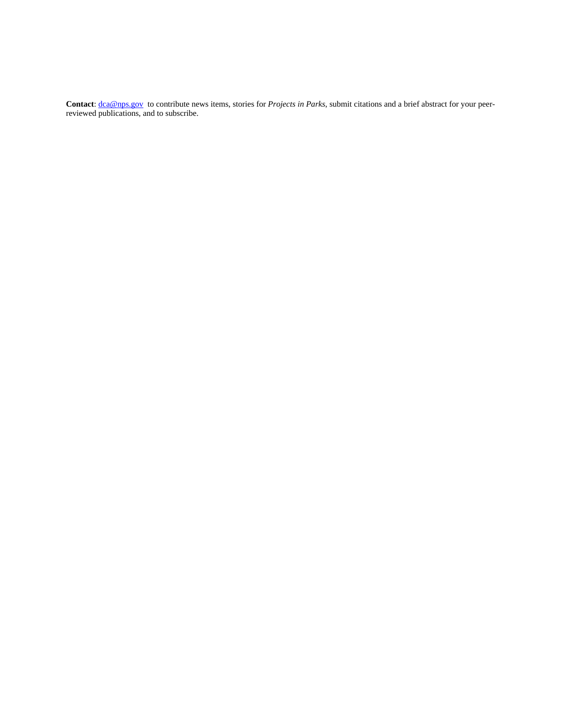**Contact**: dca@nps.gov to contribute news items, stories for *Projects in Parks*, submit citations and a brief abstract for your peer-reviewed publications, and to subscribe.